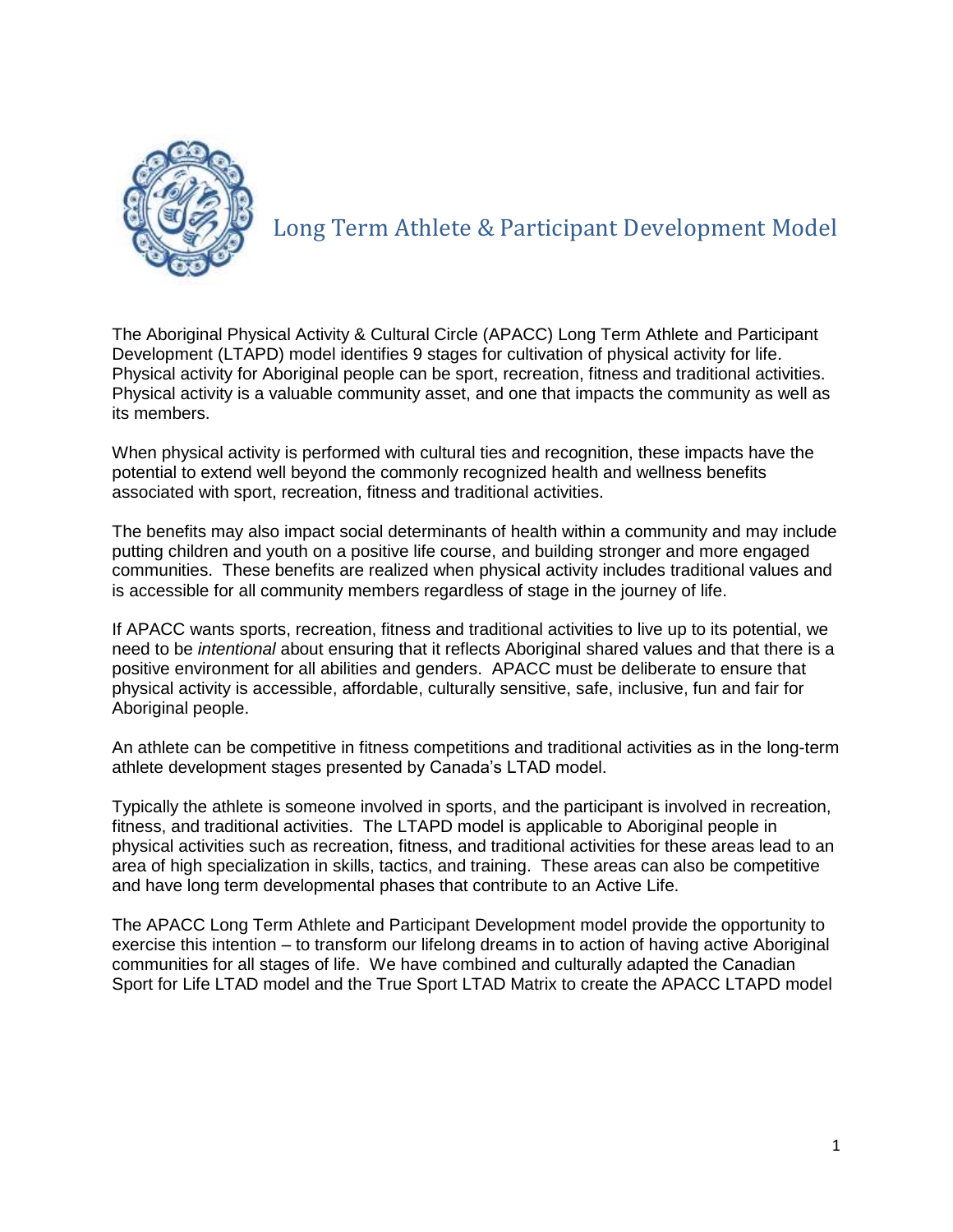# Long Term Athlete & Participant Development Model

The Aboriginal Physical Activity & Cultural Circle (APACC) Long Term Athlete and Participant Development (LTAPD) model identifies 9 stages for cultivation of physical activity for life. Physical activity for Aboriginal people can be sport, recreation, fitness and traditional activities. Physical activity is a valuable community asset, and one that impacts the community as well as its members.

When physical activity is performed with cultural ties and recognition, these impacts have the potential to extend well beyond the commonly recognized health and wellness benefits associated with sport, recreation, fitness and traditional activities.

The benefits may also impact social determinants of health within a community and may include putting children and youth on a positive life course, and building stronger and more engaged communities. These benefits are realized when physical activity includes traditional values and is accessible for all community members regardless of stage in the journey of life.

If APACC wants sports, recreation, fitness and traditional activities to live up to its potential, we need to be *intentional* about ensuring that it reflects Aboriginal shared values and that there is a positive environment for all abilities and genders. APACC must be deliberate to ensure that physical activity is accessible, affordable, culturally sensitive, safe, inclusive, fun and fair for Aboriginal people.

An athlete can be competitive in fitness competitions and traditional activities as in the long-term athlete development stages presented by Canada's LTAD model.

Typically the athlete is someone involved in sports, and the participant is involved in recreation, fitness, and traditional activities. The LTAPD model is applicable to Aboriginal people in physical activities such as recreation, fitness, and traditional activities for these areas lead to an area of high specialization in skills, tactics, and training. These areas can also be competitive and have long term developmental phases that contribute to an Active Life.

The APACC Long Term Athlete and Participant Development model provide the opportunity to exercise this intention – to transform our lifelong dreams in to action of having active Aboriginal communities for all stages of life. We have combined and culturally adapted the Canadian Sport for Life LTAD model and the True Sport LTAD Matrix to create the APACC LTAPD model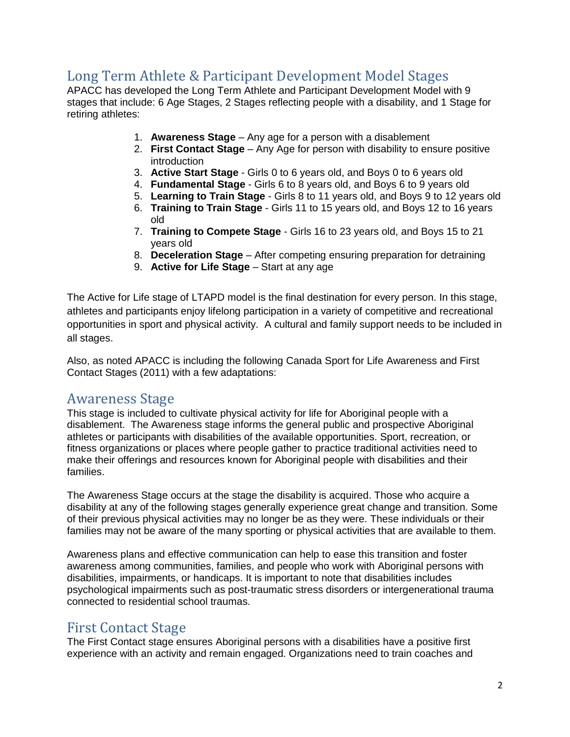## Long Term Athlete & Participant Development Model Stages

APACC has developed the Long Term Athlete and Participant Development Model with 9 stages that include: 6 Age Stages, 2 Stages reflecting people with a disability, and 1 Stage for retiring athletes:

1. **Awareness Stage** – Any age for a person with a disablement
2. **First Contact Stage** – Any Age for person with disability to ensure positive introduction
3. **Active Start Stage** - Girls 0 to 6 years old, and Boys 0 to 6 years old
4. **Fundamental Stage** - Girls 6 to 8 years old, and Boys 6 to 9 years old
5. **Learning to Train Stage** - Girls 8 to 11 years old, and Boys 9 to 12 years old
6. **Training to Train Stage** - Girls 11 to 15 years old, and Boys 12 to 16 years old
7. **Training to Compete Stage** - Girls 16 to 23 years old, and Boys 15 to 21 years old
8. **Deceleration Stage** – After competing ensuring preparation for detraining
9. **Active for Life Stage** – Start at any age

The Active for Life stage of LTAPD model is the final destination for every person. In this stage, athletes and participants enjoy lifelong participation in a variety of competitive and recreational opportunities in sport and physical activity. A cultural and family support needs to be included in all stages.

Also, as noted APACC is including the following Canada Sport for Life Awareness and First Contact Stages (2011) with a few adaptations:

## Awareness Stage

This stage is included to cultivate physical activity for life for Aboriginal people with a disablement. The Awareness stage informs the general public and prospective Aboriginal athletes or participants with disabilities of the available opportunities. Sport, recreation, or fitness organizations or places where people gather to practice traditional activities need to make their offerings and resources known for Aboriginal people with disabilities and their families.

The Awareness Stage occurs at the stage the disability is acquired. Those who acquire a disability at any of the following stages generally experience great change and transition. Some of their previous physical activities may no longer be as they were. These individuals or their families may not be aware of the many sporting or physical activities that are available to them.

Awareness plans and effective communication can help to ease this transition and foster awareness among communities, families, and people who work with Aboriginal persons with disabilities, impairments, or handicaps. It is important to note that disabilities includes psychological impairments such as post-traumatic stress disorders or intergenerational trauma connected to residential school traumas.

## First Contact Stage

The First Contact stage ensures Aboriginal persons with a disabilities have a positive first experience with an activity and remain engaged. Organizations need to train coaches and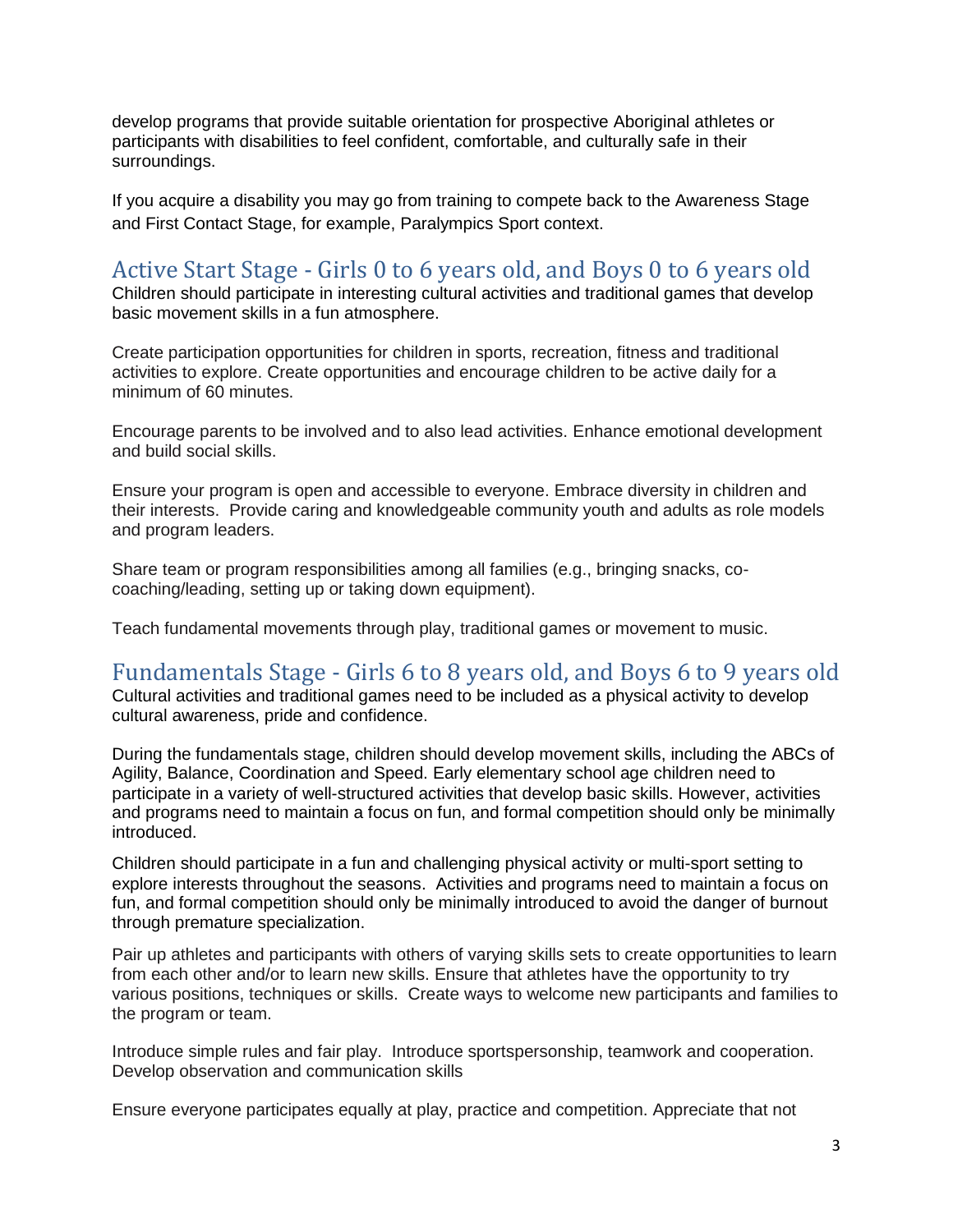develop programs that provide suitable orientation for prospective Aboriginal athletes or participants with disabilities to feel confident, comfortable, and culturally safe in their surroundings.

If you acquire a disability you may go from training to compete back to the Awareness Stage and First Contact Stage, for example, Paralympics Sport context.

## Active Start Stage - Girls 0 to 6 years old, and Boys 0 to 6 years old

Children should participate in interesting cultural activities and traditional games that develop basic movement skills in a fun atmosphere.

Create participation opportunities for children in sports, recreation, fitness and traditional activities to explore. Create opportunities and encourage children to be active daily for a minimum of 60 minutes.

Encourage parents to be involved and to also lead activities. Enhance emotional development and build social skills.

Ensure your program is open and accessible to everyone. Embrace diversity in children and their interests. Provide caring and knowledgeable community youth and adults as role models and program leaders.

Share team or program responsibilities among all families (e.g., bringing snacks, co-coaching/leading, setting up or taking down equipment).

Teach fundamental movements through play, traditional games or movement to music.

## Fundamentals Stage - Girls 6 to 8 years old, and Boys 6 to 9 years old

Cultural activities and traditional games need to be included as a physical activity to develop cultural awareness, pride and confidence.

During the fundamentals stage, children should develop movement skills, including the ABCs of Agility, Balance, Coordination and Speed. Early elementary school age children need to participate in a variety of well-structured activities that develop basic skills. However, activities and programs need to maintain a focus on fun, and formal competition should only be minimally introduced.

Children should participate in a fun and challenging physical activity or multi-sport setting to explore interests throughout the seasons. Activities and programs need to maintain a focus on fun, and formal competition should only be minimally introduced to avoid the danger of burnout through premature specialization.

Pair up athletes and participants with others of varying skills sets to create opportunities to learn from each other and/or to learn new skills. Ensure that athletes have the opportunity to try various positions, techniques or skills. Create ways to welcome new participants and families to the program or team.

Introduce simple rules and fair play. Introduce sportspersonship, teamwork and cooperation. Develop observation and communication skills

Ensure everyone participates equally at play, practice and competition. Appreciate that not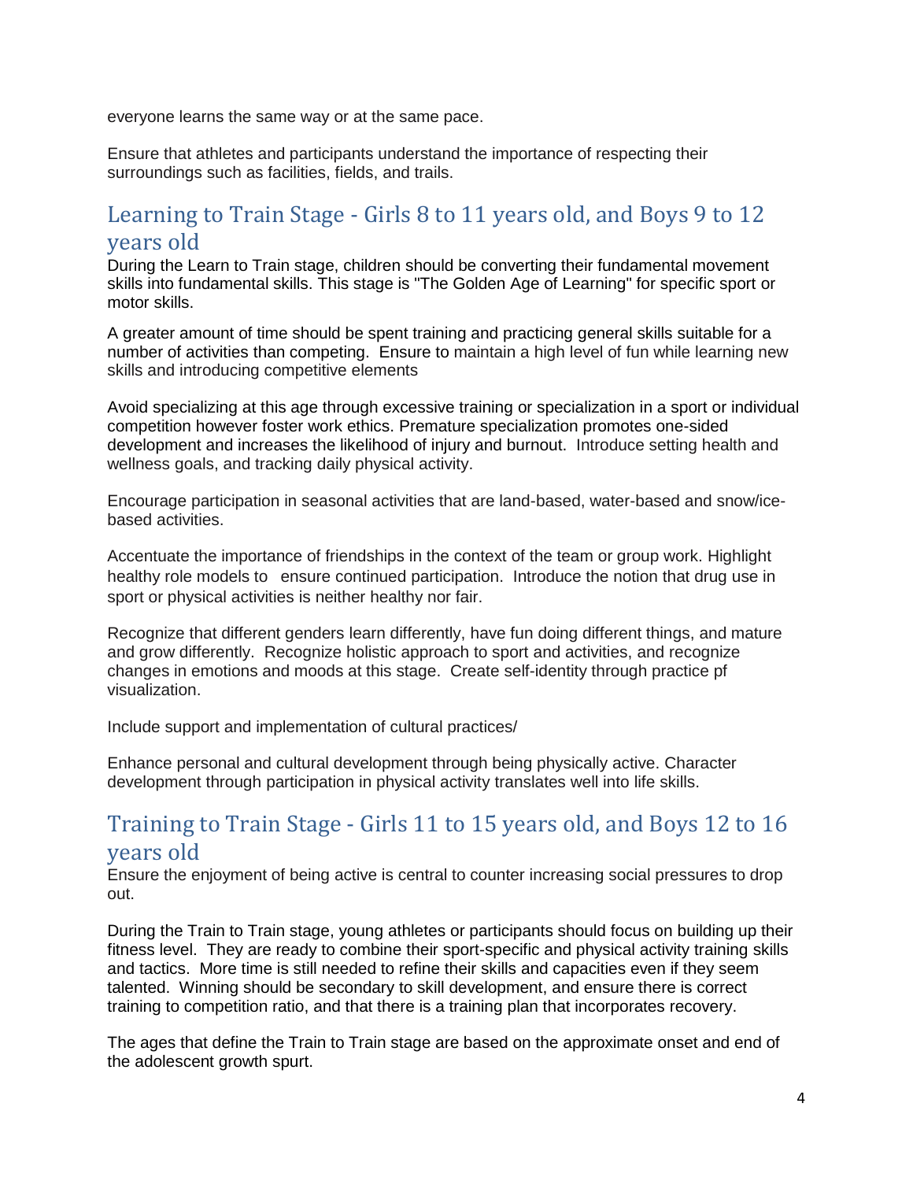everyone learns the same way or at the same pace.

Ensure that athletes and participants understand the importance of respecting their surroundings such as facilities, fields, and trails.

## Learning to Train Stage - Girls 8 to 11 years old, and Boys 9 to 12 years old

During the Learn to Train stage, children should be converting their fundamental movement skills into fundamental skills. This stage is "The Golden Age of Learning" for specific sport or motor skills.

A greater amount of time should be spent training and practicing general skills suitable for a number of activities than competing. Ensure to maintain a high level of fun while learning new skills and introducing competitive elements

Avoid specializing at this age through excessive training or specialization in a sport or individual competition however foster work ethics. Premature specialization promotes one-sided development and increases the likelihood of injury and burnout. Introduce setting health and wellness goals, and tracking daily physical activity.

Encourage participation in seasonal activities that are land-based, water-based and snow/ice-based activities.

Accentuate the importance of friendships in the context of the team or group work. Highlight healthy role models to ensure continued participation. Introduce the notion that drug use in sport or physical activities is neither healthy nor fair.

Recognize that different genders learn differently, have fun doing different things, and mature and grow differently. Recognize holistic approach to sport and activities, and recognize changes in emotions and moods at this stage. Create self-identity through practice pf visualization.

Include support and implementation of cultural practices/

Enhance personal and cultural development through being physically active. Character development through participation in physical activity translates well into life skills.

## Training to Train Stage - Girls 11 to 15 years old, and Boys 12 to 16 years old

Ensure the enjoyment of being active is central to counter increasing social pressures to drop out.

During the Train to Train stage, young athletes or participants should focus on building up their fitness level. They are ready to combine their sport-specific and physical activity training skills and tactics. More time is still needed to refine their skills and capacities even if they seem talented. Winning should be secondary to skill development, and ensure there is correct training to competition ratio, and that there is a training plan that incorporates recovery.

The ages that define the Train to Train stage are based on the approximate onset and end of the adolescent growth spurt.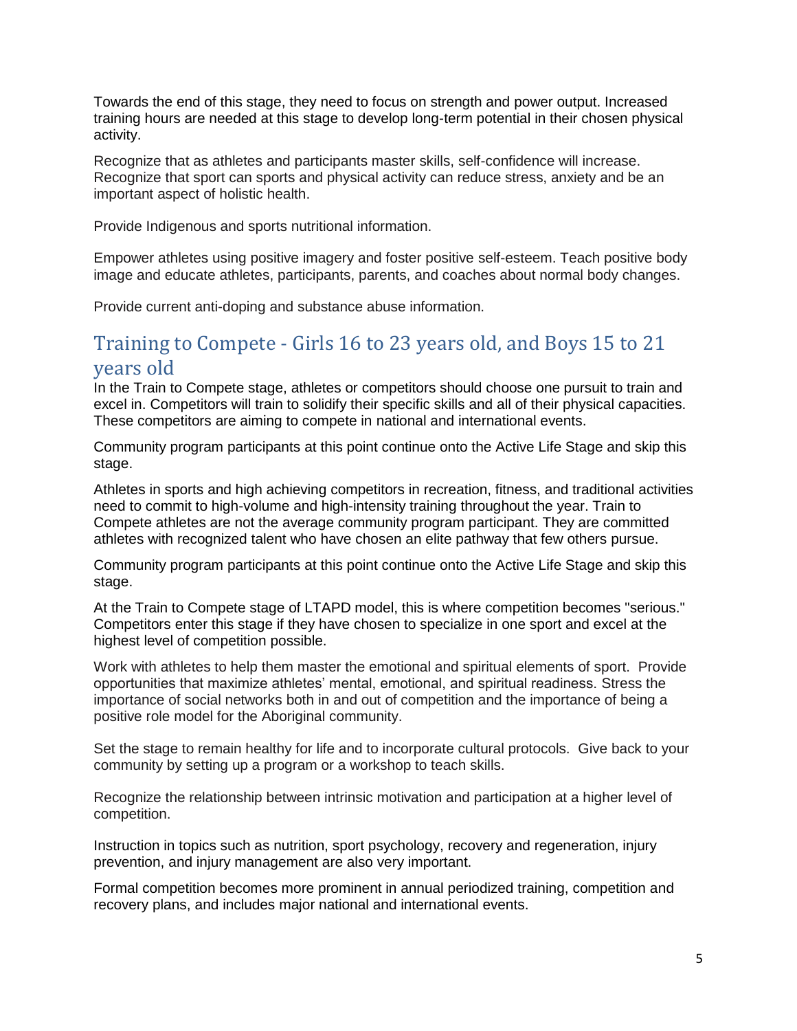Towards the end of this stage, they need to focus on strength and power output. Increased training hours are needed at this stage to develop long-term potential in their chosen physical activity.

Recognize that as athletes and participants master skills, self-confidence will increase. Recognize that sport can sports and physical activity can reduce stress, anxiety and be an important aspect of holistic health.

Provide Indigenous and sports nutritional information.

Empower athletes using positive imagery and foster positive self-esteem. Teach positive body image and educate athletes, participants, parents, and coaches about normal body changes.

Provide current anti-doping and substance abuse information.

## Training to Compete - Girls 16 to 23 years old, and Boys 15 to 21 years old

In the Train to Compete stage, athletes or competitors should choose one pursuit to train and excel in. Competitors will train to solidify their specific skills and all of their physical capacities. These competitors are aiming to compete in national and international events.

Community program participants at this point continue onto the Active Life Stage and skip this stage.

Athletes in sports and high achieving competitors in recreation, fitness, and traditional activities need to commit to high-volume and high-intensity training throughout the year. Train to Compete athletes are not the average community program participant. They are committed athletes with recognized talent who have chosen an elite pathway that few others pursue.

Community program participants at this point continue onto the Active Life Stage and skip this stage.

At the Train to Compete stage of LTAPD model, this is where competition becomes "serious." Competitors enter this stage if they have chosen to specialize in one sport and excel at the highest level of competition possible.

Work with athletes to help them master the emotional and spiritual elements of sport. Provide opportunities that maximize athletes' mental, emotional, and spiritual readiness. Stress the importance of social networks both in and out of competition and the importance of being a positive role model for the Aboriginal community.

Set the stage to remain healthy for life and to incorporate cultural protocols. Give back to your community by setting up a program or a workshop to teach skills.

Recognize the relationship between intrinsic motivation and participation at a higher level of competition.

Instruction in topics such as nutrition, sport psychology, recovery and regeneration, injury prevention, and injury management are also very important.

Formal competition becomes more prominent in annual periodized training, competition and recovery plans, and includes major national and international events.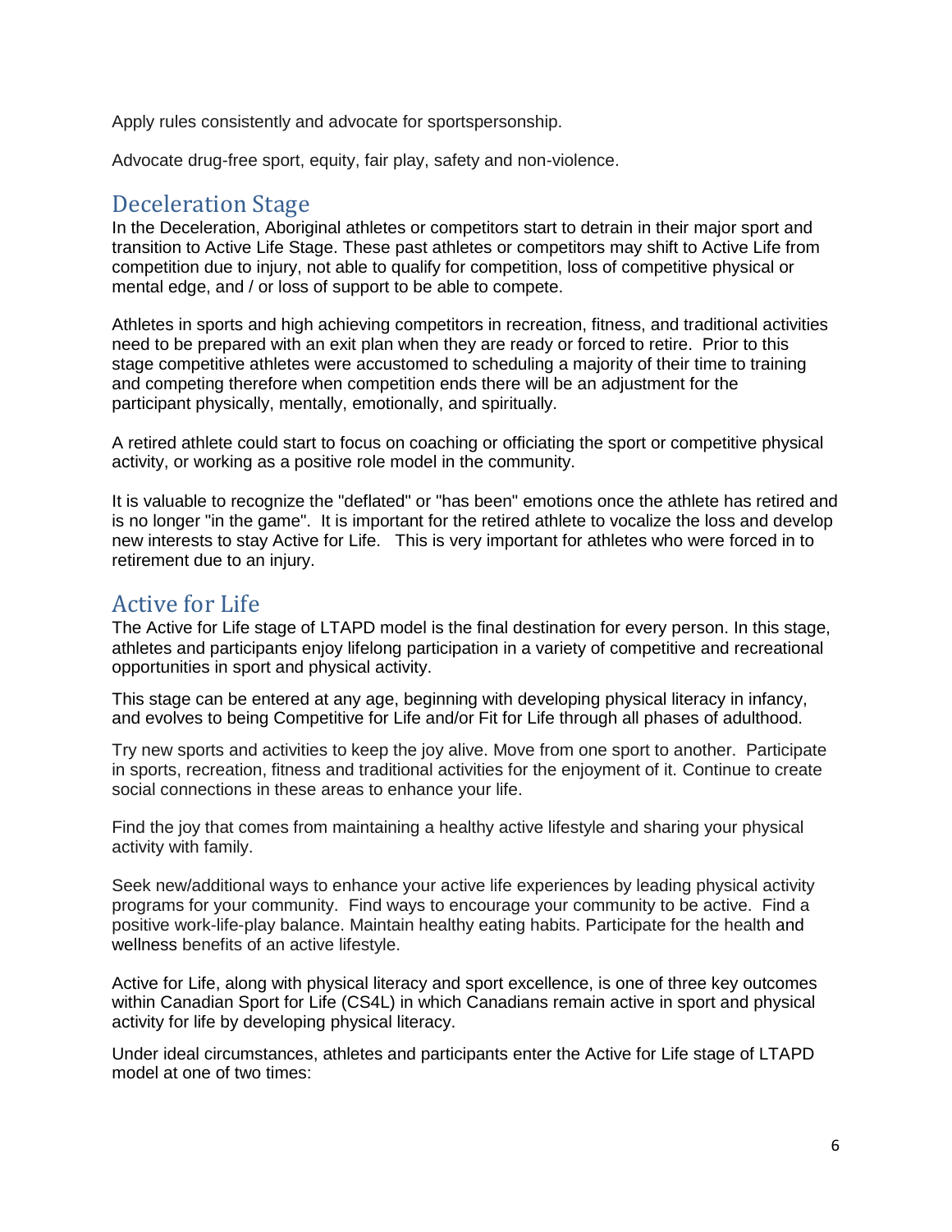Apply rules consistently and advocate for sportspersonship.

Advocate drug-free sport, equity, fair play, safety and non-violence.

## Deceleration Stage

In the Deceleration, Aboriginal athletes or competitors start to detrain in their major sport and transition to Active Life Stage. These past athletes or competitors may shift to Active Life from competition due to injury, not able to qualify for competition, loss of competitive physical or mental edge, and / or loss of support to be able to compete.

Athletes in sports and high achieving competitors in recreation, fitness, and traditional activities need to be prepared with an exit plan when they are ready or forced to retire. Prior to this stage competitive athletes were accustomed to scheduling a majority of their time to training and competing therefore when competition ends there will be an adjustment for the participant physically, mentally, emotionally, and spiritually.

A retired athlete could start to focus on coaching or officiating the sport or competitive physical activity, or working as a positive role model in the community.

It is valuable to recognize the "deflated" or "has been" emotions once the athlete has retired and is no longer "in the game". It is important for the retired athlete to vocalize the loss and develop new interests to stay Active for Life. This is very important for athletes who were forced in to retirement due to an injury.

## Active for Life

The Active for Life stage of LTAPD model is the final destination for every person. In this stage, athletes and participants enjoy lifelong participation in a variety of competitive and recreational opportunities in sport and physical activity.

This stage can be entered at any age, beginning with developing physical literacy in infancy, and evolves to being Competitive for Life and/or Fit for Life through all phases of adulthood.

Try new sports and activities to keep the joy alive. Move from one sport to another. Participate in sports, recreation, fitness and traditional activities for the enjoyment of it. Continue to create social connections in these areas to enhance your life.

Find the joy that comes from maintaining a healthy active lifestyle and sharing your physical activity with family.

Seek new/additional ways to enhance your active life experiences by leading physical activity programs for your community. Find ways to encourage your community to be active. Find a positive work-life-play balance. Maintain healthy eating habits. Participate for the health and wellness benefits of an active lifestyle.

Active for Life, along with physical literacy and sport excellence, is one of three key outcomes within Canadian Sport for Life (CS4L) in which Canadians remain active in sport and physical activity for life by developing physical literacy.

Under ideal circumstances, athletes and participants enter the Active for Life stage of LTAPD model at one of two times: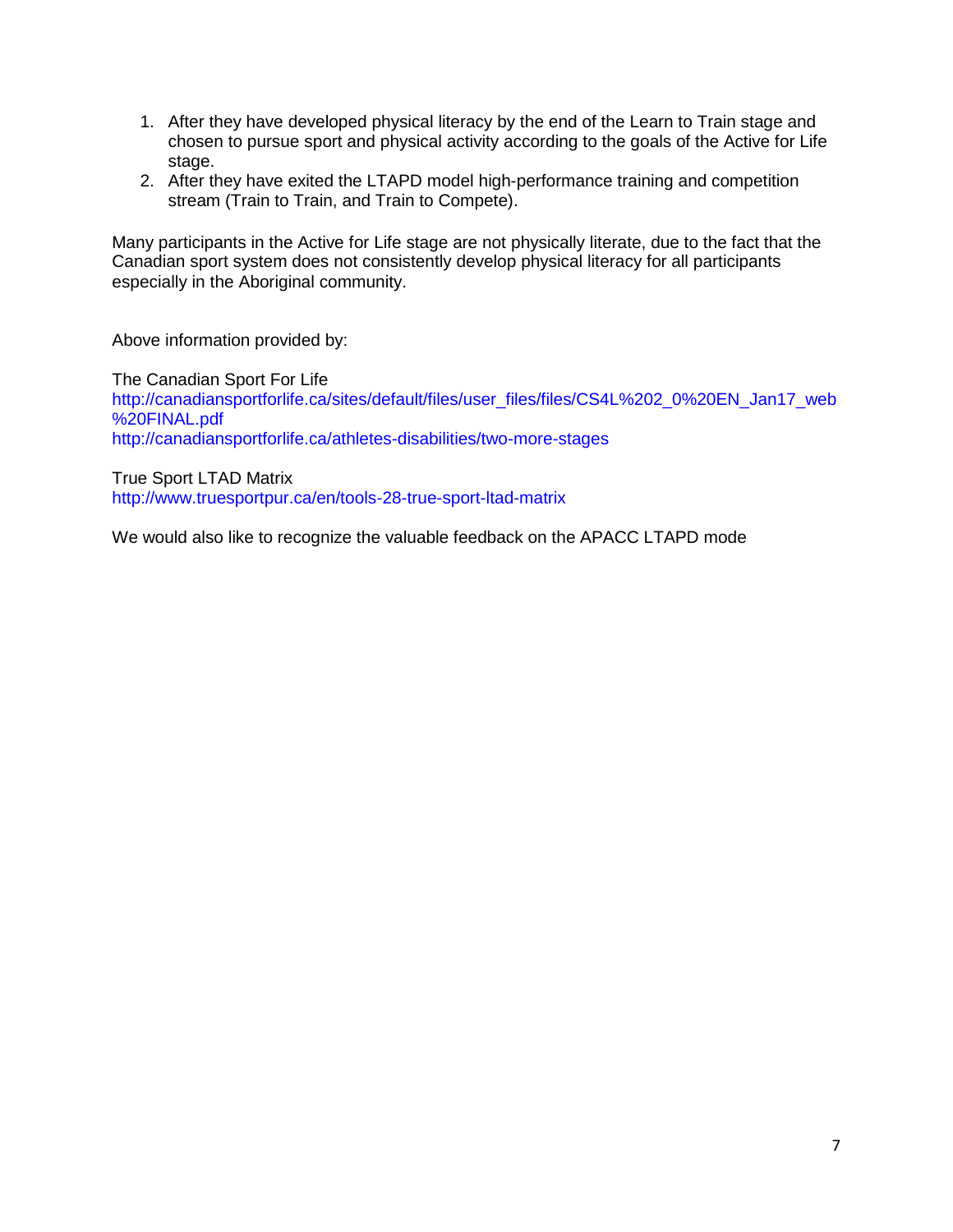1. After they have developed physical literacy by the end of the Learn to Train stage and chosen to pursue sport and physical activity according to the goals of the Active for Life stage.
2. After they have exited the LTAPD model high-performance training and competition stream (Train to Train, and Train to Compete).

Many participants in the Active for Life stage are not physically literate, due to the fact that the Canadian sport system does not consistently develop physical literacy for all participants especially in the Aboriginal community.

Above information provided by:

The Canadian Sport For Life
http://canadiansportforlife.ca/sites/default/files/user_files/files/CS4L%202_0%20EN_Jan17_web%20FINAL.pdf
http://canadiansportforlife.ca/athletes-disabilities/two-more-stages

True Sport LTAD Matrix
http://www.truesportpur.ca/en/tools-28-true-sport-ltad-matrix

We would also like to recognize the valuable feedback on the APACC LTAPD mode